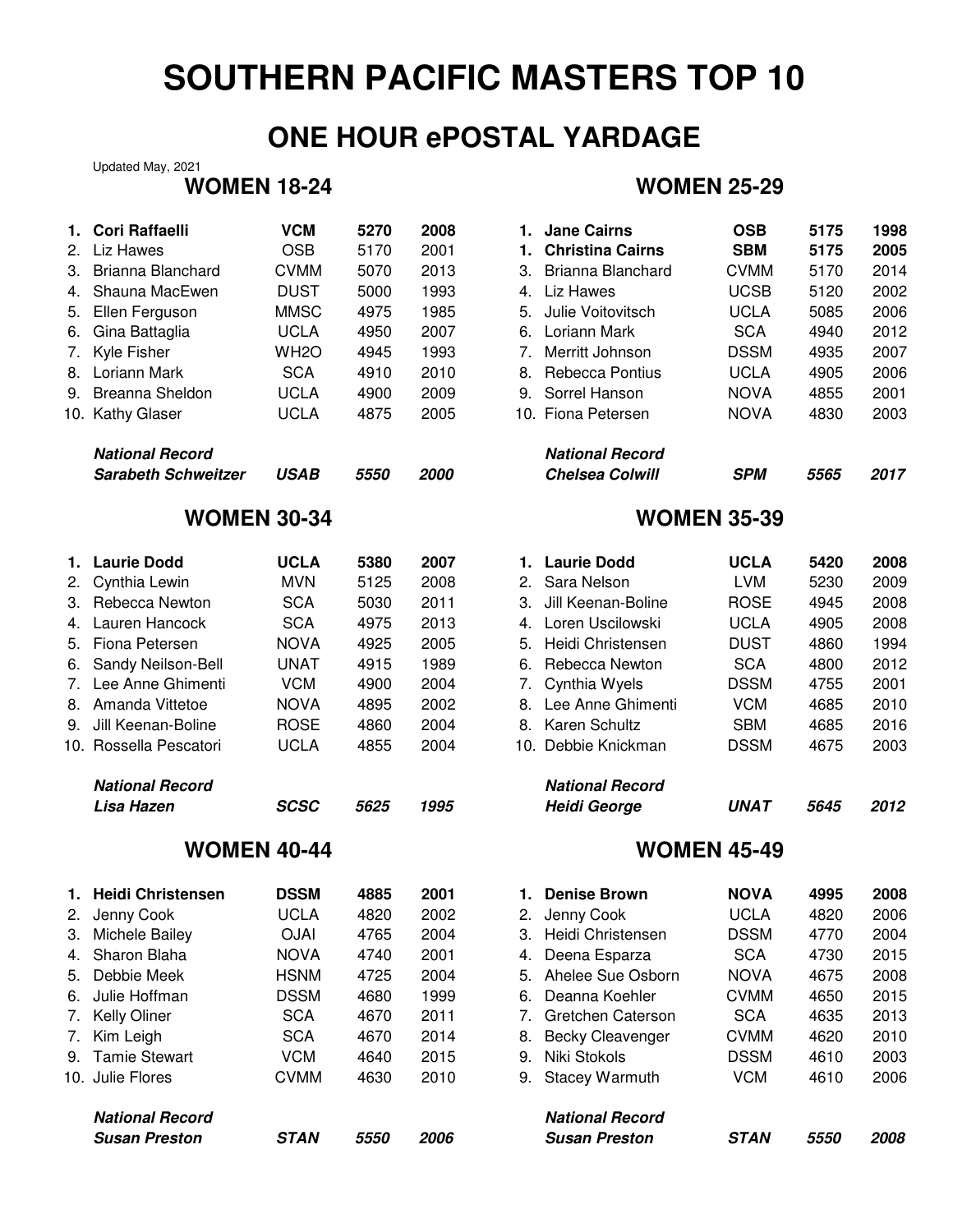# SOUTHERN PACIFIC MASTERS TOP 10

## ONE HOUR ePOSTAL YARDAGE

Updated May, 2021

### WOMEN 18-24

| Rank | Name | Club | Yards | Year |
|---|---|---|---|---|
| **1.** | **Cori Raffaelli** | **VCM** | **5270** | **2008** |
| 2. | Liz Hawes | OSB | 5170 | 2001 |
| 3. | Brianna Blanchard | CVMM | 5070 | 2013 |
| 4. | Shauna MacEwen | DUST | 5000 | 1993 |
| 5. | Ellen Ferguson | MMSC | 4975 | 1985 |
| 6. | Gina Battaglia | UCLA | 4950 | 2007 |
| 7. | Kyle Fisher | WH2O | 4945 | 1993 |
| 8. | Loriann Mark | SCA | 4910 | 2010 |
| 9. | Breanna Sheldon | UCLA | 4900 | 2009 |
| 10. | Kathy Glaser | UCLA | 4875 | 2005 |
| | ***National Record*** | | | |
| | ***Sarabeth Schweitzer*** | ***USAB*** | ***5550*** | ***2000*** |

### WOMEN 25-29

| Rank | Name | Club | Yards | Year |
|---|---|---|---|---|
| **1.** | **Jane Cairns** | **OSB** | **5175** | **1998** |
| **1.** | **Christina Cairns** | **SBM** | **5175** | **2005** |
| 3. | Brianna Blanchard | CVMM | 5170 | 2014 |
| 4. | Liz Hawes | UCSB | 5120 | 2002 |
| 5. | Julie Voitovitsch | UCLA | 5085 | 2006 |
| 6. | Loriann Mark | SCA | 4940 | 2012 |
| 7. | Merritt Johnson | DSSM | 4935 | 2007 |
| 8. | Rebecca Pontius | UCLA | 4905 | 2006 |
| 9. | Sorrel Hanson | NOVA | 4855 | 2001 |
| 10. | Fiona Petersen | NOVA | 4830 | 2003 |
| | ***National Record*** | | | |
| | ***Chelsea Colwill*** | ***SPM*** | ***5565*** | ***2017*** |

### WOMEN 30-34

| Rank | Name | Club | Yards | Year |
|---|---|---|---|---|
| **1.** | **Laurie Dodd** | **UCLA** | **5380** | **2007** |
| 2. | Cynthia Lewin | MVN | 5125 | 2008 |
| 3. | Rebecca Newton | SCA | 5030 | 2011 |
| 4. | Lauren Hancock | SCA | 4975 | 2013 |
| 5. | Fiona Petersen | NOVA | 4925 | 2005 |
| 6. | Sandy Neilson-Bell | UNAT | 4915 | 1989 |
| 7. | Lee Anne Ghimenti | VCM | 4900 | 2004 |
| 8. | Amanda Vittetoe | NOVA | 4895 | 2002 |
| 9. | Jill Keenan-Boline | ROSE | 4860 | 2004 |
| 10. | Rossella Pescatori | UCLA | 4855 | 2004 |
| | ***National Record*** | | | |
| | ***Lisa Hazen*** | ***SCSC*** | ***5625*** | ***1995*** |

### WOMEN 35-39

| Rank | Name | Club | Yards | Year |
|---|---|---|---|---|
| **1.** | **Laurie Dodd** | **UCLA** | **5420** | **2008** |
| 2. | Sara Nelson | LVM | 5230 | 2009 |
| 3. | Jill Keenan-Boline | ROSE | 4945 | 2008 |
| 4. | Loren Uscilowski | UCLA | 4905 | 2008 |
| 5. | Heidi Christensen | DUST | 4860 | 1994 |
| 6. | Rebecca Newton | SCA | 4800 | 2012 |
| 7. | Cynthia Wyels | DSSM | 4755 | 2001 |
| 8. | Lee Anne Ghimenti | VCM | 4685 | 2010 |
| 8. | Karen Schultz | SBM | 4685 | 2016 |
| 10. | Debbie Knickman | DSSM | 4675 | 2003 |
| | ***National Record*** | | | |
| | ***Heidi George*** | ***UNAT*** | ***5645*** | ***2012*** |

### WOMEN 40-44

| Rank | Name | Club | Yards | Year |
|---|---|---|---|---|
| **1.** | **Heidi Christensen** | **DSSM** | **4885** | **2001** |
| 2. | Jenny Cook | UCLA | 4820 | 2002 |
| 3. | Michele Bailey | OJAI | 4765 | 2004 |
| 4. | Sharon Blaha | NOVA | 4740 | 2001 |
| 5. | Debbie Meek | HSNM | 4725 | 2004 |
| 6. | Julie Hoffman | DSSM | 4680 | 1999 |
| 7. | Kelly Oliner | SCA | 4670 | 2011 |
| 7. | Kim Leigh | SCA | 4670 | 2014 |
| 9. | Tamie Stewart | VCM | 4640 | 2015 |
| 10. | Julie Flores | CVMM | 4630 | 2010 |
| | ***National Record*** | | | |
| | ***Susan Preston*** | ***STAN*** | ***5550*** | ***2006*** |

### WOMEN 45-49

| Rank | Name | Club | Yards | Year |
|---|---|---|---|---|
| **1.** | **Denise Brown** | **NOVA** | **4995** | **2008** |
| 2. | Jenny Cook | UCLA | 4820 | 2006 |
| 3. | Heidi Christensen | DSSM | 4770 | 2004 |
| 4. | Deena Esparza | SCA | 4730 | 2015 |
| 5. | Ahelee Sue Osborn | NOVA | 4675 | 2008 |
| 6. | Deanna Koehler | CVMM | 4650 | 2015 |
| 7. | Gretchen Caterson | SCA | 4635 | 2013 |
| 8. | Becky Cleavenger | CVMM | 4620 | 2010 |
| 9. | Niki Stokols | DSSM | 4610 | 2003 |
| 9. | Stacey Warmuth | VCM | 4610 | 2006 |
| | ***National Record*** | | | |
| | ***Susan Preston*** | ***STAN*** | ***5550*** | ***2008*** |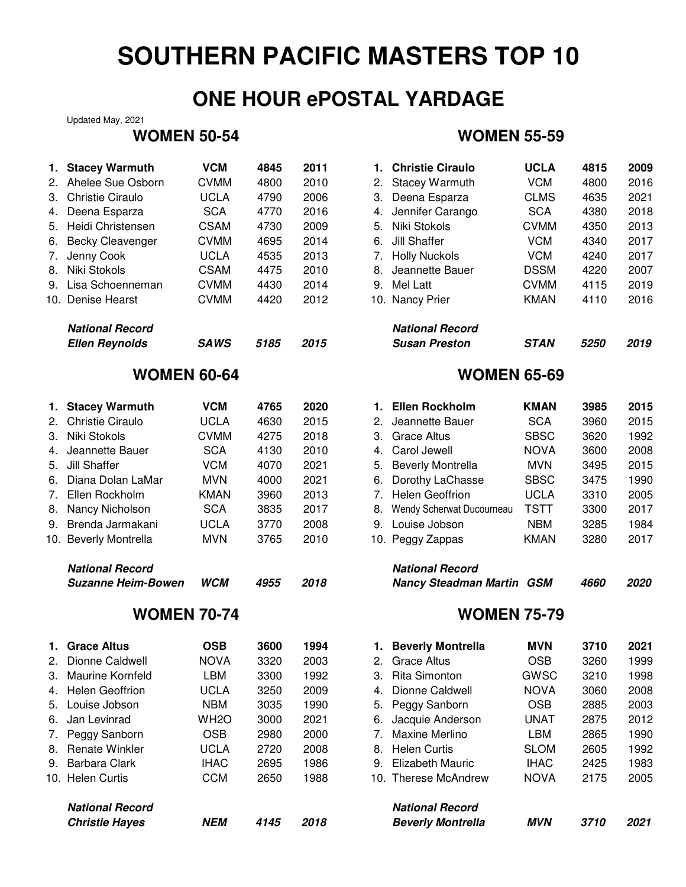# SOUTHERN PACIFIC MASTERS TOP 10

## ONE HOUR ePOSTAL YARDAGE

Updated May, 2021

### WOMEN 50-54

| | Name | Club | Yards | Year |
|---|---|---|---|---|
| **1.** | **Stacey Warmuth** | **VCM** | **4845** | **2011** |
| 2. | Ahelee Sue Osborn | CVMM | 4800 | 2010 |
| 3. | Christie Ciraulo | UCLA | 4790 | 2006 |
| 4. | Deena Esparza | SCA | 4770 | 2016 |
| 5. | Heidi Christensen | CSAM | 4730 | 2009 |
| 6. | Becky Cleavenger | CVMM | 4695 | 2014 |
| 7. | Jenny Cook | UCLA | 4535 | 2013 |
| 8. | Niki Stokols | CSAM | 4475 | 2010 |
| 9. | Lisa Schoenneman | CVMM | 4430 | 2014 |
| 10. | Denise Hearst | CVMM | 4420 | 2012 |

***National Record***

| Name | Club | Yards | Year |
|---|---|---|---|
| ***Ellen Reynolds*** | ***SAWS*** | ***5185*** | ***2015*** |

### WOMEN 55-59

| | Name | Club | Yards | Year |
|---|---|---|---|---|
| **1.** | **Christie Ciraulo** | **UCLA** | **4815** | **2009** |
| 2. | Stacey Warmuth | VCM | 4800 | 2016 |
| 3. | Deena Esparza | CLMS | 4635 | 2021 |
| 4. | Jennifer Carango | SCA | 4380 | 2018 |
| 5. | Niki Stokols | CVMM | 4350 | 2013 |
| 6. | Jill Shaffer | VCM | 4340 | 2017 |
| 7. | Holly Nuckols | VCM | 4240 | 2017 |
| 8. | Jeannette Bauer | DSSM | 4220 | 2007 |
| 9. | Mel Latt | CVMM | 4115 | 2019 |
| 10. | Nancy Prier | KMAN | 4110 | 2016 |

***National Record***

| Name | Club | Yards | Year |
|---|---|---|---|
| ***Susan Preston*** | ***STAN*** | ***5250*** | ***2019*** |

### WOMEN 60-64

| | Name | Club | Yards | Year |
|---|---|---|---|---|
| **1.** | **Stacey Warmuth** | **VCM** | **4765** | **2020** |
| 2. | Christie Ciraulo | UCLA | 4630 | 2015 |
| 3. | Niki Stokols | CVMM | 4275 | 2018 |
| 4. | Jeannette Bauer | SCA | 4130 | 2010 |
| 5. | Jill Shaffer | VCM | 4070 | 2021 |
| 6. | Diana Dolan LaMar | MVN | 4000 | 2021 |
| 7. | Ellen Rockholm | KMAN | 3960 | 2013 |
| 8. | Nancy Nicholson | SCA | 3835 | 2017 |
| 9. | Brenda Jarmakani | UCLA | 3770 | 2008 |
| 10. | Beverly Montrella | MVN | 3765 | 2010 |

***National Record***

| Name | Club | Yards | Year |
|---|---|---|---|
| ***Suzanne Heim-Bowen*** | ***WCM*** | ***4955*** | ***2018*** |

### WOMEN 65-69

| | Name | Club | Yards | Year |
|---|---|---|---|---|
| **1.** | **Ellen Rockholm** | **KMAN** | **3985** | **2015** |
| 2. | Jeannette Bauer | SCA | 3960 | 2015 |
| 3. | Grace Altus | SBSC | 3620 | 1992 |
| 4. | Carol Jewell | NOVA | 3600 | 2008 |
| 5. | Beverly Montrella | MVN | 3495 | 2015 |
| 6. | Dorothy LaChasse | SBSC | 3475 | 1990 |
| 7. | Helen Geoffrion | UCLA | 3310 | 2005 |
| 8. | Wendy Scherwat Ducourneau | TSTT | 3300 | 2017 |
| 9. | Louise Jobson | NBM | 3285 | 1984 |
| 10. | Peggy Zappas | KMAN | 3280 | 2017 |

***National Record***

| Name | Club | Yards | Year |
|---|---|---|---|
| ***Nancy Steadman Martin*** | ***GSM*** | ***4660*** | ***2020*** |

### WOMEN 70-74

| | Name | Club | Yards | Year |
|---|---|---|---|---|
| **1.** | **Grace Altus** | **OSB** | **3600** | **1994** |
| 2. | Dionne Caldwell | NOVA | 3320 | 2003 |
| 3. | Maurine Kornfeld | LBM | 3300 | 1992 |
| 4. | Helen Geoffrion | UCLA | 3250 | 2009 |
| 5. | Louise Jobson | NBM | 3035 | 1990 |
| 6. | Jan Levinrad | WH2O | 3000 | 2021 |
| 7. | Peggy Sanborn | OSB | 2980 | 2000 |
| 8. | Renate Winkler | UCLA | 2720 | 2008 |
| 9. | Barbara Clark | IHAC | 2695 | 1986 |
| 10. | Helen Curtis | CCM | 2650 | 1988 |

***National Record***

| Name | Club | Yards | Year |
|---|---|---|---|
| ***Christie Hayes*** | ***NEM*** | ***4145*** | ***2018*** |

### WOMEN 75-79

| | Name | Club | Yards | Year |
|---|---|---|---|---|
| **1.** | **Beverly Montrella** | **MVN** | **3710** | **2021** |
| 2. | Grace Altus | OSB | 3260 | 1999 |
| 3. | Rita Simonton | GWSC | 3210 | 1998 |
| 4. | Dionne Caldwell | NOVA | 3060 | 2008 |
| 5. | Peggy Sanborn | OSB | 2885 | 2003 |
| 6. | Jacquie Anderson | UNAT | 2875 | 2012 |
| 7. | Maxine Merlino | LBM | 2865 | 1990 |
| 8. | Helen Curtis | SLOM | 2605 | 1992 |
| 9. | Elizabeth Mauric | IHAC | 2425 | 1983 |
| 10. | Therese McAndrew | NOVA | 2175 | 2005 |

***National Record***

| Name | Club | Yards | Year |
|---|---|---|---|
| ***Beverly Montrella*** | ***MVN*** | ***3710*** | ***2021*** |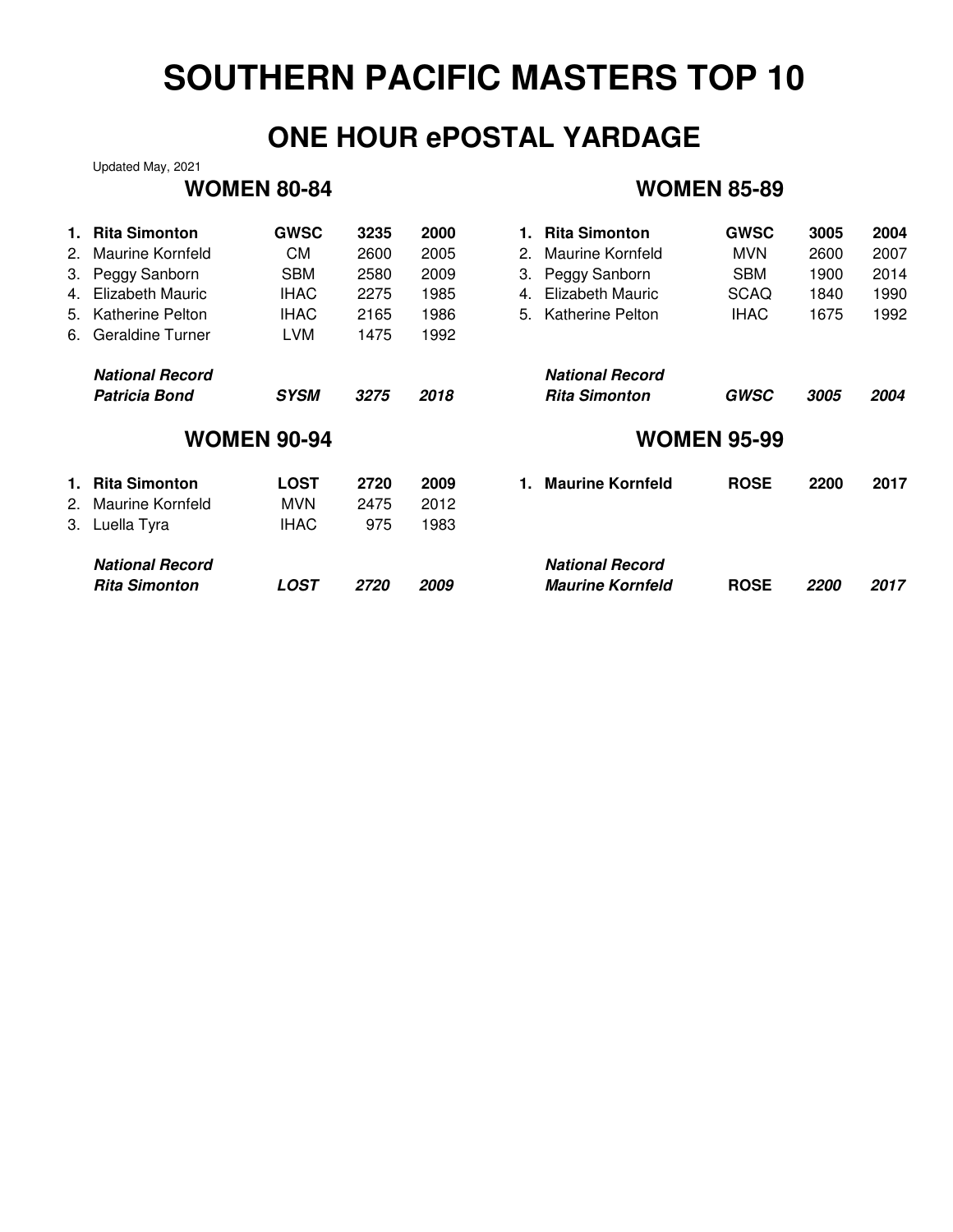# SOUTHERN PACIFIC MASTERS TOP 10

## ONE HOUR ePOSTAL YARDAGE

Updated May, 2021

### WOMEN 80-84

| | Name | Club | Yards | Year |
|---|---|---|---|---|
| **1.** | **Rita Simonton** | **GWSC** | **3235** | **2000** |
| 2. | Maurine Kornfeld | CM | 2600 | 2005 |
| 3. | Peggy Sanborn | SBM | 2580 | 2009 |
| 4. | Elizabeth Mauric | IHAC | 2275 | 1985 |
| 5. | Katherine Pelton | IHAC | 2165 | 1986 |
| 6. | Geraldine Turner | LVM | 1475 | 1992 |

***National Record***

| Name | Club | Yards | Year |
|---|---|---|---|
| ***Patricia Bond*** | ***SYSM*** | ***3275*** | ***2018*** |

### WOMEN 85-89

| | Name | Club | Yards | Year |
|---|---|---|---|---|
| **1.** | **Rita Simonton** | **GWSC** | **3005** | **2004** |
| 2. | Maurine Kornfeld | MVN | 2600 | 2007 |
| 3. | Peggy Sanborn | SBM | 1900 | 2014 |
| 4. | Elizabeth Mauric | SCAQ | 1840 | 1990 |
| 5. | Katherine Pelton | IHAC | 1675 | 1992 |

***National Record***

| Name | Club | Yards | Year |
|---|---|---|---|
| ***Rita Simonton*** | ***GWSC*** | ***3005*** | ***2004*** |

### WOMEN 90-94

| | Name | Club | Yards | Year |
|---|---|---|---|---|
| **1.** | **Rita Simonton** | **LOST** | **2720** | **2009** |
| 2. | Maurine Kornfeld | MVN | 2475 | 2012 |
| 3. | Luella Tyra | IHAC | 975 | 1983 |

***National Record***

| Name | Club | Yards | Year |
|---|---|---|---|
| ***Rita Simonton*** | ***LOST*** | ***2720*** | ***2009*** |

### WOMEN 95-99

| | Name | Club | Yards | Year |
|---|---|---|---|---|
| **1.** | **Maurine Kornfeld** | **ROSE** | **2200** | **2017** |

***National Record***

| Name | Club | Yards | Year |
|---|---|---|---|
| ***Maurine Kornfeld*** | **ROSE** | ***2200*** | ***2017*** |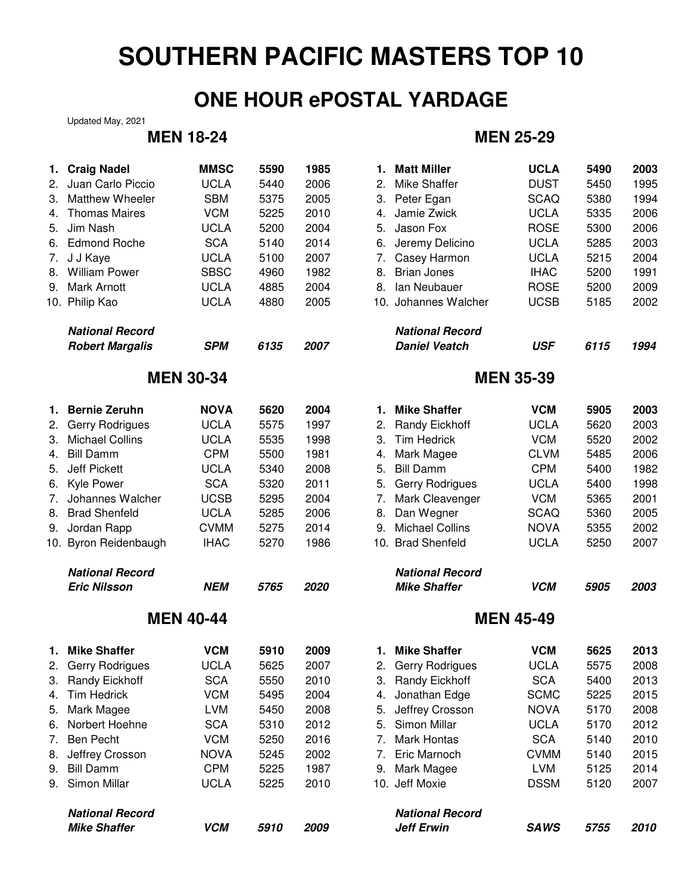# SOUTHERN PACIFIC MASTERS TOP 10

## ONE HOUR ePOSTAL YARDAGE

Updated May, 2021

### MEN 18-24

| Rank | Name | Team | Yards | Year |
|---|---|---|---|---|
| **1.** | **Craig Nadel** | **MMSC** | **5590** | **1985** |
| 2. | Juan Carlo Piccio | UCLA | 5440 | 2006 |
| 3. | Matthew Wheeler | SBM | 5375 | 2005 |
| 4. | Thomas Maires | VCM | 5225 | 2010 |
| 5. | Jim Nash | UCLA | 5200 | 2004 |
| 6. | Edmond Roche | SCA | 5140 | 2014 |
| 7. | J J Kaye | UCLA | 5100 | 2007 |
| 8. | William Power | SBSC | 4960 | 1982 |
| 9. | Mark Arnott | UCLA | 4885 | 2004 |
| 10. | Philip Kao | UCLA | 4880 | 2005 |
| | ***National Record*** | | | |
| | ***Robert Margalis*** | ***SPM*** | ***6135*** | ***2007*** |

### MEN 25-29

| Rank | Name | Team | Yards | Year |
|---|---|---|---|---|
| **1.** | **Matt Miller** | **UCLA** | **5490** | **2003** |
| 2. | Mike Shaffer | DUST | 5450 | 1995 |
| 3. | Peter Egan | SCAQ | 5380 | 1994 |
| 4. | Jamie Zwick | UCLA | 5335 | 2006 |
| 5. | Jason Fox | ROSE | 5300 | 2006 |
| 6. | Jeremy Delicino | UCLA | 5285 | 2003 |
| 7. | Casey Harmon | UCLA | 5215 | 2004 |
| 8. | Brian Jones | IHAC | 5200 | 1991 |
| 8. | Ian Neubauer | ROSE | 5200 | 2009 |
| 10. | Johannes Walcher | UCSB | 5185 | 2002 |
| | ***National Record*** | | | |
| | ***Daniel Veatch*** | ***USF*** | ***6115*** | ***1994*** |

### MEN 30-34

| Rank | Name | Team | Yards | Year |
|---|---|---|---|---|
| **1.** | **Bernie Zeruhn** | **NOVA** | **5620** | **2004** |
| 2. | Gerry Rodrigues | UCLA | 5575 | 1997 |
| 3. | Michael Collins | UCLA | 5535 | 1998 |
| 4. | Bill Damm | CPM | 5500 | 1981 |
| 5. | Jeff Pickett | UCLA | 5340 | 2008 |
| 6. | Kyle Power | SCA | 5320 | 2011 |
| 7. | Johannes Walcher | UCSB | 5295 | 2004 |
| 8. | Brad Shenfeld | UCLA | 5285 | 2006 |
| 9. | Jordan Rapp | CVMM | 5275 | 2014 |
| 10. | Byron Reidenbaugh | IHAC | 5270 | 1986 |
| | ***National Record*** | | | |
| | ***Eric Nilsson*** | ***NEM*** | ***5765*** | ***2020*** |

### MEN 35-39

| Rank | Name | Team | Yards | Year |
|---|---|---|---|---|
| **1.** | **Mike Shaffer** | **VCM** | **5905** | **2003** |
| 2. | Randy Eickhoff | UCLA | 5620 | 2003 |
| 3. | Tim Hedrick | VCM | 5520 | 2002 |
| 4. | Mark Magee | CLVM | 5485 | 2006 |
| 5. | Bill Damm | CPM | 5400 | 1982 |
| 5. | Gerry Rodrigues | UCLA | 5400 | 1998 |
| 7. | Mark Cleavenger | VCM | 5365 | 2001 |
| 8. | Dan Wegner | SCAQ | 5360 | 2005 |
| 9. | Michael Collins | NOVA | 5355 | 2002 |
| 10. | Brad Shenfeld | UCLA | 5250 | 2007 |
| | ***National Record*** | | | |
| | ***Mike Shaffer*** | ***VCM*** | ***5905*** | ***2003*** |

### MEN 40-44

| Rank | Name | Team | Yards | Year |
|---|---|---|---|---|
| **1.** | **Mike Shaffer** | **VCM** | **5910** | **2009** |
| 2. | Gerry Rodrigues | UCLA | 5625 | 2007 |
| 3. | Randy Eickhoff | SCA | 5550 | 2010 |
| 4. | Tim Hedrick | VCM | 5495 | 2004 |
| 5. | Mark Magee | LVM | 5450 | 2008 |
| 6. | Norbert Hoehne | SCA | 5310 | 2012 |
| 7. | Ben Pecht | VCM | 5250 | 2016 |
| 8. | Jeffrey Crosson | NOVA | 5245 | 2002 |
| 9. | Bill Damm | CPM | 5225 | 1987 |
| 9. | Simon Millar | UCLA | 5225 | 2010 |
| | ***National Record*** | | | |
| | ***Mike Shaffer*** | ***VCM*** | ***5910*** | ***2009*** |

### MEN 45-49

| Rank | Name | Team | Yards | Year |
|---|---|---|---|---|
| **1.** | **Mike Shaffer** | **VCM** | **5625** | **2013** |
| 2. | Gerry Rodrigues | UCLA | 5575 | 2008 |
| 3. | Randy Eickhoff | SCA | 5400 | 2013 |
| 4. | Jonathan Edge | SCMC | 5225 | 2015 |
| 5. | Jeffrey Crosson | NOVA | 5170 | 2008 |
| 5. | Simon Millar | UCLA | 5170 | 2012 |
| 7. | Mark Hontas | SCA | 5140 | 2010 |
| 7. | Eric Marnoch | CVMM | 5140 | 2015 |
| 9. | Mark Magee | LVM | 5125 | 2014 |
| 10. | Jeff Moxie | DSSM | 5120 | 2007 |
| | ***National Record*** | | | |
| | ***Jeff Erwin*** | ***SAWS*** | ***5755*** | ***2010*** |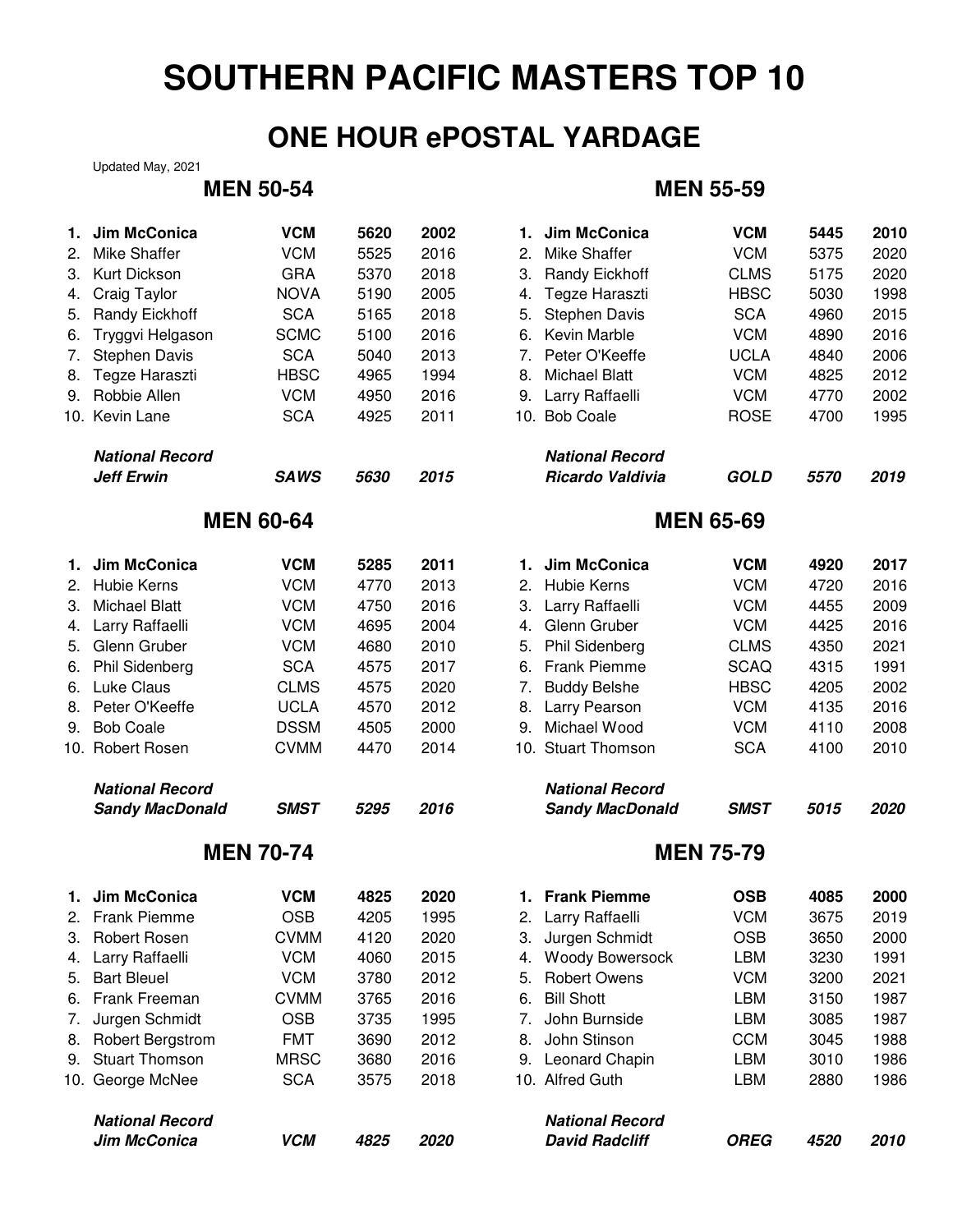# SOUTHERN PACIFIC MASTERS TOP 10

## ONE HOUR ePOSTAL YARDAGE

Updated May, 2021

### MEN 50-54

| | Name | Club | Yards | Year |
|---|---|---|---|---|
| **1.** | **Jim McConica** | **VCM** | **5620** | **2002** |
| 2. | Mike Shaffer | VCM | 5525 | 2016 |
| 3. | Kurt Dickson | GRA | 5370 | 2018 |
| 4. | Craig Taylor | NOVA | 5190 | 2005 |
| 5. | Randy Eickhoff | SCA | 5165 | 2018 |
| 6. | Tryggvi Helgason | SCMC | 5100 | 2016 |
| 7. | Stephen Davis | SCA | 5040 | 2013 |
| 8. | Tegze Haraszti | HBSC | 4965 | 1994 |
| 9. | Robbie Allen | VCM | 4950 | 2016 |
| 10. | Kevin Lane | SCA | 4925 | 2011 |

***National Record***

| Name | Club | Yards | Year |
|---|---|---|---|
| ***Jeff Erwin*** | ***SAWS*** | ***5630*** | ***2015*** |

### MEN 55-59

| | Name | Club | Yards | Year |
|---|---|---|---|---|
| **1.** | **Jim McConica** | **VCM** | **5445** | **2010** |
| 2. | Mike Shaffer | VCM | 5375 | 2020 |
| 3. | Randy Eickhoff | CLMS | 5175 | 2020 |
| 4. | Tegze Haraszti | HBSC | 5030 | 1998 |
| 5. | Stephen Davis | SCA | 4960 | 2015 |
| 6. | Kevin Marble | VCM | 4890 | 2016 |
| 7. | Peter O'Keeffe | UCLA | 4840 | 2006 |
| 8. | Michael Blatt | VCM | 4825 | 2012 |
| 9. | Larry Raffaelli | VCM | 4770 | 2002 |
| 10. | Bob Coale | ROSE | 4700 | 1995 |

***National Record***

| Name | Club | Yards | Year |
|---|---|---|---|
| ***Ricardo Valdivia*** | ***GOLD*** | ***5570*** | ***2019*** |

### MEN 60-64

| | Name | Club | Yards | Year |
|---|---|---|---|---|
| **1.** | **Jim McConica** | **VCM** | **5285** | **2011** |
| 2. | Hubie Kerns | VCM | 4770 | 2013 |
| 3. | Michael Blatt | VCM | 4750 | 2016 |
| 4. | Larry Raffaelli | VCM | 4695 | 2004 |
| 5. | Glenn Gruber | VCM | 4680 | 2010 |
| 6. | Phil Sidenberg | SCA | 4575 | 2017 |
| 6. | Luke Claus | CLMS | 4575 | 2020 |
| 8. | Peter O'Keeffe | UCLA | 4570 | 2012 |
| 9. | Bob Coale | DSSM | 4505 | 2000 |
| 10. | Robert Rosen | CVMM | 4470 | 2014 |

***National Record***

| Name | Club | Yards | Year |
|---|---|---|---|
| ***Sandy MacDonald*** | ***SMST*** | ***5295*** | ***2016*** |

### MEN 65-69

| | Name | Club | Yards | Year |
|---|---|---|---|---|
| **1.** | **Jim McConica** | **VCM** | **4920** | **2017** |
| 2. | Hubie Kerns | VCM | 4720 | 2016 |
| 3. | Larry Raffaelli | VCM | 4455 | 2009 |
| 4. | Glenn Gruber | VCM | 4425 | 2016 |
| 5. | Phil Sidenberg | CLMS | 4350 | 2021 |
| 6. | Frank Piemme | SCAQ | 4315 | 1991 |
| 7. | Buddy Belshe | HBSC | 4205 | 2002 |
| 8. | Larry Pearson | VCM | 4135 | 2016 |
| 9. | Michael Wood | VCM | 4110 | 2008 |
| 10. | Stuart Thomson | SCA | 4100 | 2010 |

***National Record***

| Name | Club | Yards | Year |
|---|---|---|---|
| ***Sandy MacDonald*** | ***SMST*** | ***5015*** | ***2020*** |

### MEN 70-74

| | Name | Club | Yards | Year |
|---|---|---|---|---|
| **1.** | **Jim McConica** | **VCM** | **4825** | **2020** |
| 2. | Frank Piemme | OSB | 4205 | 1995 |
| 3. | Robert Rosen | CVMM | 4120 | 2020 |
| 4. | Larry Raffaelli | VCM | 4060 | 2015 |
| 5. | Bart Bleuel | VCM | 3780 | 2012 |
| 6. | Frank Freeman | CVMM | 3765 | 2016 |
| 7. | Jurgen Schmidt | OSB | 3735 | 1995 |
| 8. | Robert Bergstrom | FMT | 3690 | 2012 |
| 9. | Stuart Thomson | MRSC | 3680 | 2016 |
| 10. | George McNee | SCA | 3575 | 2018 |

***National Record***

| Name | Club | Yards | Year |
|---|---|---|---|
| ***Jim McConica*** | ***VCM*** | ***4825*** | ***2020*** |

### MEN 75-79

| | Name | Club | Yards | Year |
|---|---|---|---|---|
| **1.** | **Frank Piemme** | **OSB** | **4085** | **2000** |
| 2. | Larry Raffaelli | VCM | 3675 | 2019 |
| 3. | Jurgen Schmidt | OSB | 3650 | 2000 |
| 4. | Woody Bowersock | LBM | 3230 | 1991 |
| 5. | Robert Owens | VCM | 3200 | 2021 |
| 6. | Bill Shott | LBM | 3150 | 1987 |
| 7. | John Burnside | LBM | 3085 | 1987 |
| 8. | John Stinson | CCM | 3045 | 1988 |
| 9. | Leonard Chapin | LBM | 3010 | 1986 |
| 10. | Alfred Guth | LBM | 2880 | 1986 |

***National Record***

| Name | Club | Yards | Year |
|---|---|---|---|
| ***David Radcliff*** | ***OREG*** | ***4520*** | ***2010*** |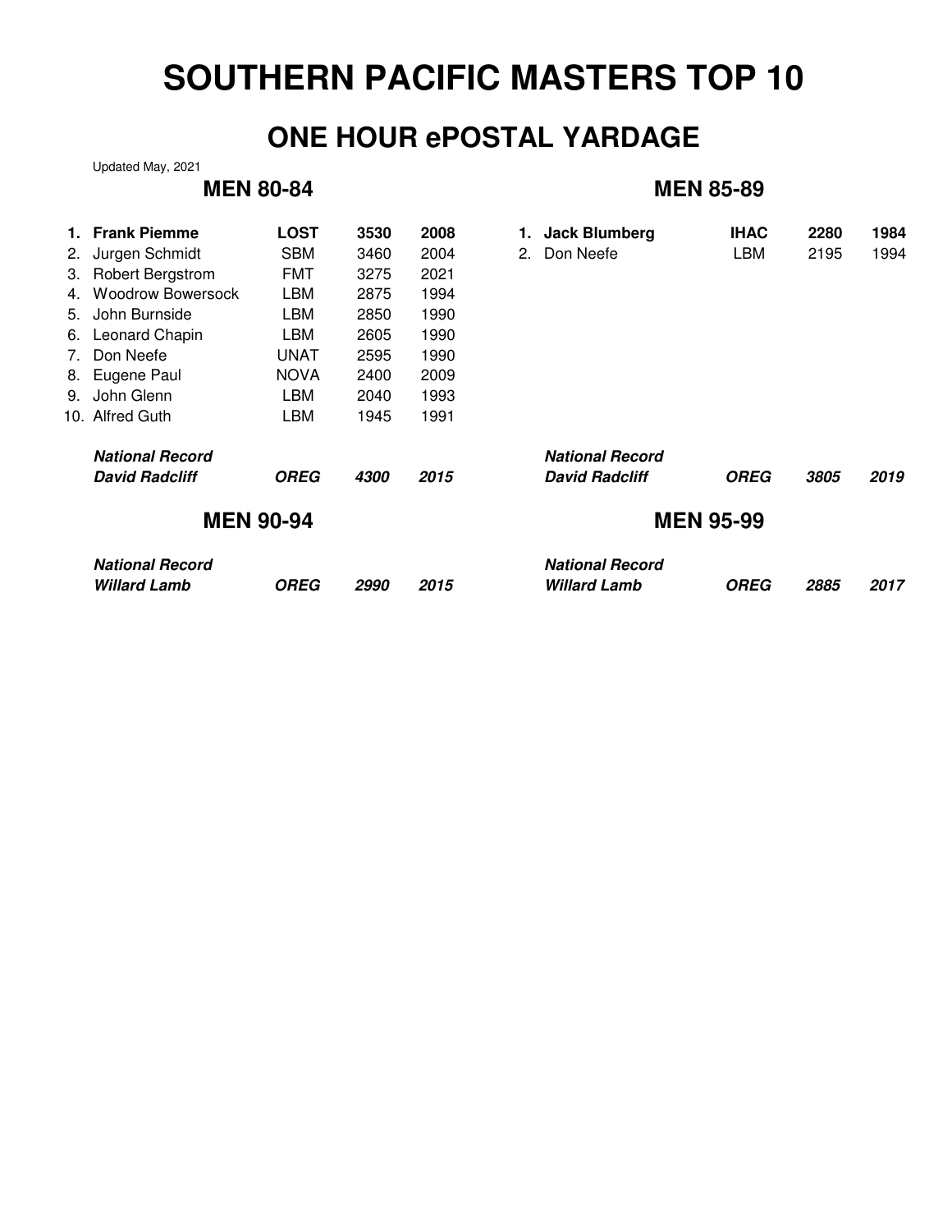# SOUTHERN PACIFIC MASTERS TOP 10

## ONE HOUR ePOSTAL YARDAGE

Updated May, 2021

### MEN 80-84

| | | | | |
|---|---|---|---|---|
| **1.** | **Frank Piemme** | **LOST** | **3530** | **2008** |
| 2. | Jurgen Schmidt | SBM | 3460 | 2004 |
| 3. | Robert Bergstrom | FMT | 3275 | 2021 |
| 4. | Woodrow Bowersock | LBM | 2875 | 1994 |
| 5. | John Burnside | LBM | 2850 | 1990 |
| 6. | Leonard Chapin | LBM | 2605 | 1990 |
| 7. | Don Neefe | UNAT | 2595 | 1990 |
| 8. | Eugene Paul | NOVA | 2400 | 2009 |
| 9. | John Glenn | LBM | 2040 | 1993 |
| 10. | Alfred Guth | LBM | 1945 | 1991 |
| | ***National Record*** | | | |
| | ***David Radcliff*** | ***OREG*** | ***4300*** | ***2015*** |

### MEN 85-89

| | | | | |
|---|---|---|---|---|
| **1.** | **Jack Blumberg** | **IHAC** | **2280** | **1984** |
| 2. | Don Neefe | LBM | 2195 | 1994 |
| | ***National Record*** | | | |
| | ***David Radcliff*** | ***OREG*** | ***3805*** | ***2019*** |

### MEN 90-94

| | | | |
|---|---|---|---|
| ***National Record*** | | | |
| ***Willard Lamb*** | ***OREG*** | ***2990*** | ***2015*** |

### MEN 95-99

| | | | |
|---|---|---|---|
| ***National Record*** | | | |
| ***Willard Lamb*** | ***OREG*** | ***2885*** | ***2017*** |